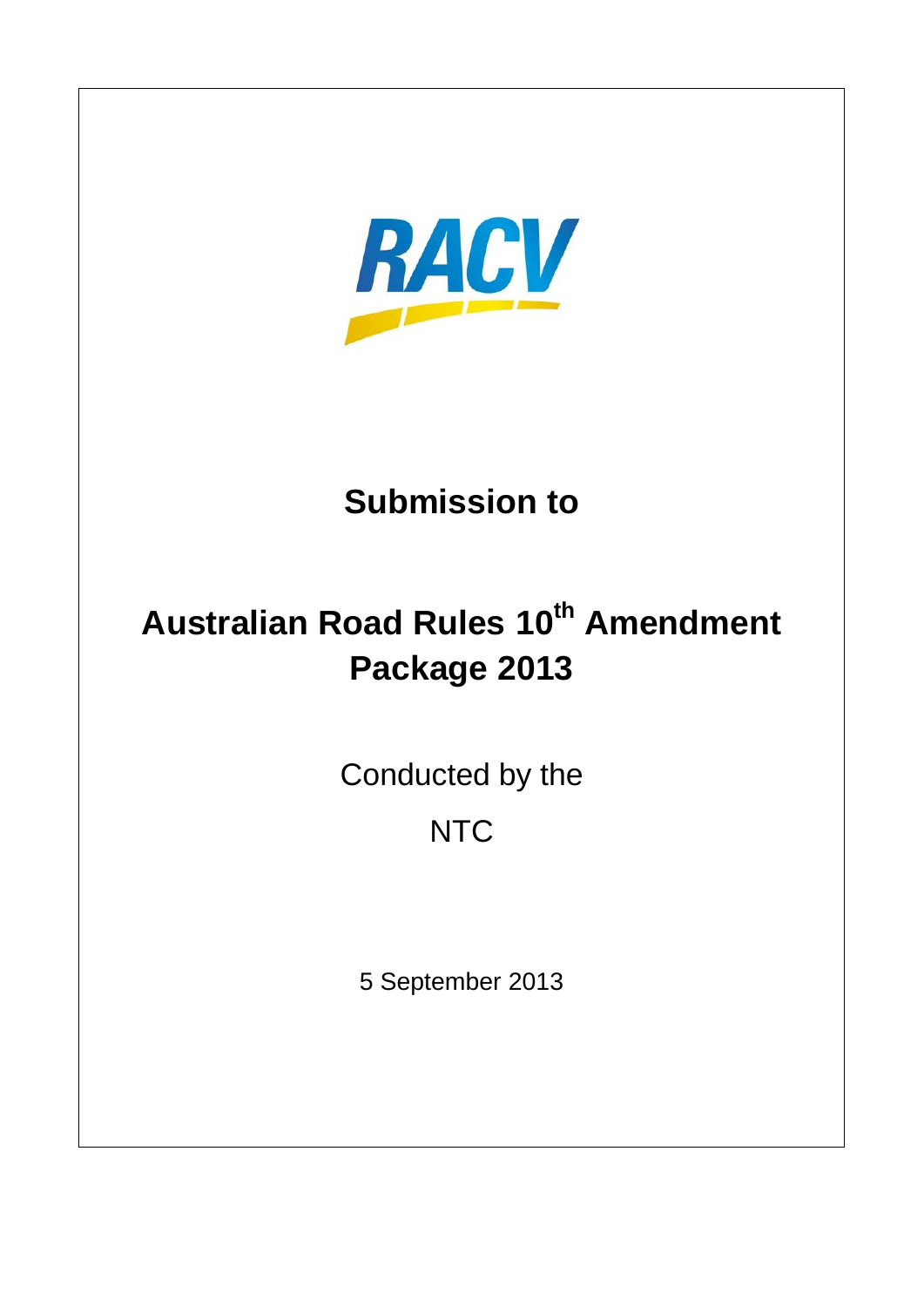RACV

# Submission to

# Australian Road Rules 10th Amendment Package 2013

Conducted by the

NTC

5 September 2013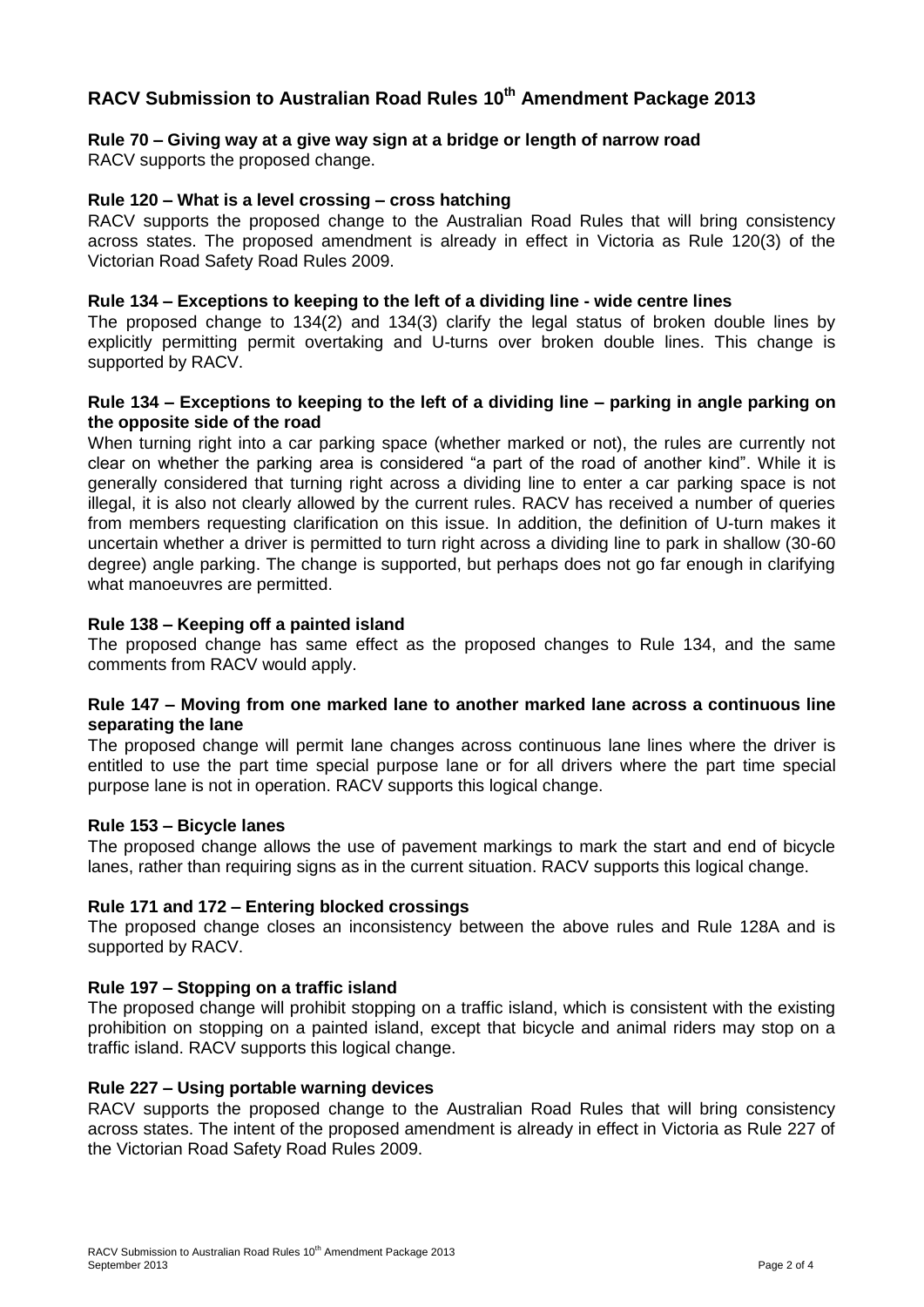# RACV Submission to Australian Road Rules 10th Amendment Package 2013

### Rule 70 – Giving way at a give way sign at a bridge or length of narrow road

RACV supports the proposed change.

### Rule 120 – What is a level crossing – cross hatching

RACV supports the proposed change to the Australian Road Rules that will bring consistency across states. The proposed amendment is already in effect in Victoria as Rule 120(3) of the Victorian Road Safety Road Rules 2009.

### Rule 134 – Exceptions to keeping to the left of a dividing line - wide centre lines

The proposed change to 134(2) and 134(3) clarify the legal status of broken double lines by explicitly permitting permit overtaking and U-turns over broken double lines. This change is supported by RACV.

### Rule 134 – Exceptions to keeping to the left of a dividing line – parking in angle parking on the opposite side of the road

When turning right into a car parking space (whether marked or not), the rules are currently not clear on whether the parking area is considered "a part of the road of another kind". While it is generally considered that turning right across a dividing line to enter a car parking space is not illegal, it is also not clearly allowed by the current rules. RACV has received a number of queries from members requesting clarification on this issue. In addition, the definition of U-turn makes it uncertain whether a driver is permitted to turn right across a dividing line to park in shallow (30-60 degree) angle parking. The change is supported, but perhaps does not go far enough in clarifying what manoeuvres are permitted.

### Rule 138 – Keeping off a painted island

The proposed change has same effect as the proposed changes to Rule 134, and the same comments from RACV would apply.

### Rule 147 – Moving from one marked lane to another marked lane across a continuous line separating the lane

The proposed change will permit lane changes across continuous lane lines where the driver is entitled to use the part time special purpose lane or for all drivers where the part time special purpose lane is not in operation. RACV supports this logical change.

### Rule 153 – Bicycle lanes

The proposed change allows the use of pavement markings to mark the start and end of bicycle lanes, rather than requiring signs as in the current situation. RACV supports this logical change.

### Rule 171 and 172 – Entering blocked crossings

The proposed change closes an inconsistency between the above rules and Rule 128A and is supported by RACV.

### Rule 197 – Stopping on a traffic island

The proposed change will prohibit stopping on a traffic island, which is consistent with the existing prohibition on stopping on a painted island, except that bicycle and animal riders may stop on a traffic island. RACV supports this logical change.

### Rule 227 – Using portable warning devices

RACV supports the proposed change to the Australian Road Rules that will bring consistency across states. The intent of the proposed amendment is already in effect in Victoria as Rule 227 of the Victorian Road Safety Road Rules 2009.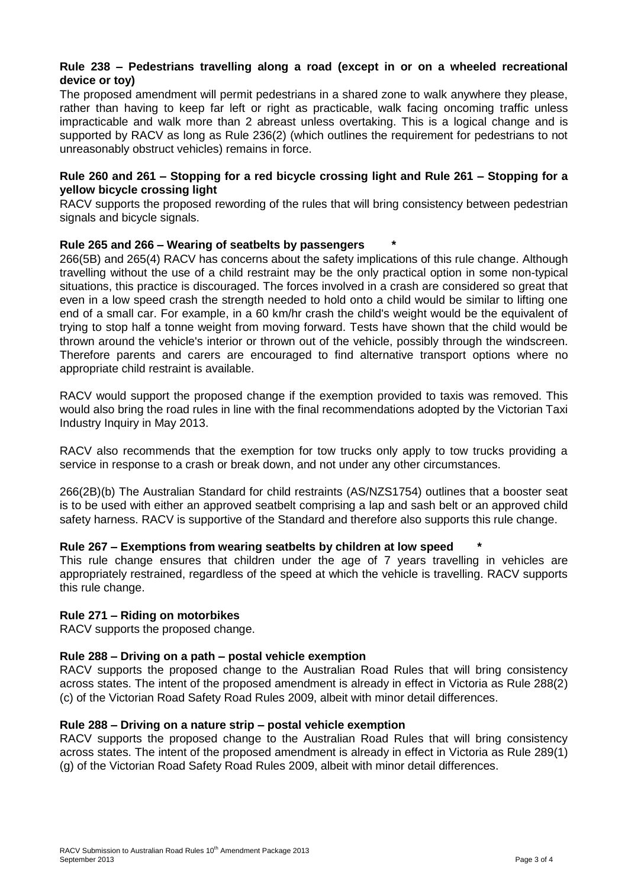**Rule 238 – Pedestrians travelling along a road (except in or on a wheeled recreational device or toy)**

The proposed amendment will permit pedestrians in a shared zone to walk anywhere they please, rather than having to keep far left or right as practicable, walk facing oncoming traffic unless impracticable and walk more than 2 abreast unless overtaking. This is a logical change and is supported by RACV as long as Rule 236(2) (which outlines the requirement for pedestrians to not unreasonably obstruct vehicles) remains in force.

**Rule 260 and 261 – Stopping for a red bicycle crossing light and Rule 261 – Stopping for a yellow bicycle crossing light**

RACV supports the proposed rewording of the rules that will bring consistency between pedestrian signals and bicycle signals.

**Rule 265 and 266 – Wearing of seatbelts by passengers \***

266(5B) and 265(4) RACV has concerns about the safety implications of this rule change. Although travelling without the use of a child restraint may be the only practical option in some non-typical situations, this practice is discouraged. The forces involved in a crash are considered so great that even in a low speed crash the strength needed to hold onto a child would be similar to lifting one end of a small car. For example, in a 60 km/hr crash the child's weight would be the equivalent of trying to stop half a tonne weight from moving forward. Tests have shown that the child would be thrown around the vehicle's interior or thrown out of the vehicle, possibly through the windscreen. Therefore parents and carers are encouraged to find alternative transport options where no appropriate child restraint is available.

RACV would support the proposed change if the exemption provided to taxis was removed. This would also bring the road rules in line with the final recommendations adopted by the Victorian Taxi Industry Inquiry in May 2013.

RACV also recommends that the exemption for tow trucks only apply to tow trucks providing a service in response to a crash or break down, and not under any other circumstances.

266(2B)(b) The Australian Standard for child restraints (AS/NZS1754) outlines that a booster seat is to be used with either an approved seatbelt comprising a lap and sash belt or an approved child safety harness. RACV is supportive of the Standard and therefore also supports this rule change.

**Rule 267 – Exemptions from wearing seatbelts by children at low speed \***

This rule change ensures that children under the age of 7 years travelling in vehicles are appropriately restrained, regardless of the speed at which the vehicle is travelling. RACV supports this rule change.

**Rule 271 – Riding on motorbikes**

RACV supports the proposed change.

**Rule 288 – Driving on a path – postal vehicle exemption**

RACV supports the proposed change to the Australian Road Rules that will bring consistency across states. The intent of the proposed amendment is already in effect in Victoria as Rule 288(2)(c) of the Victorian Road Safety Road Rules 2009, albeit with minor detail differences.

**Rule 288 – Driving on a nature strip – postal vehicle exemption**

RACV supports the proposed change to the Australian Road Rules that will bring consistency across states. The intent of the proposed amendment is already in effect in Victoria as Rule 289(1)(g) of the Victorian Road Safety Road Rules 2009, albeit with minor detail differences.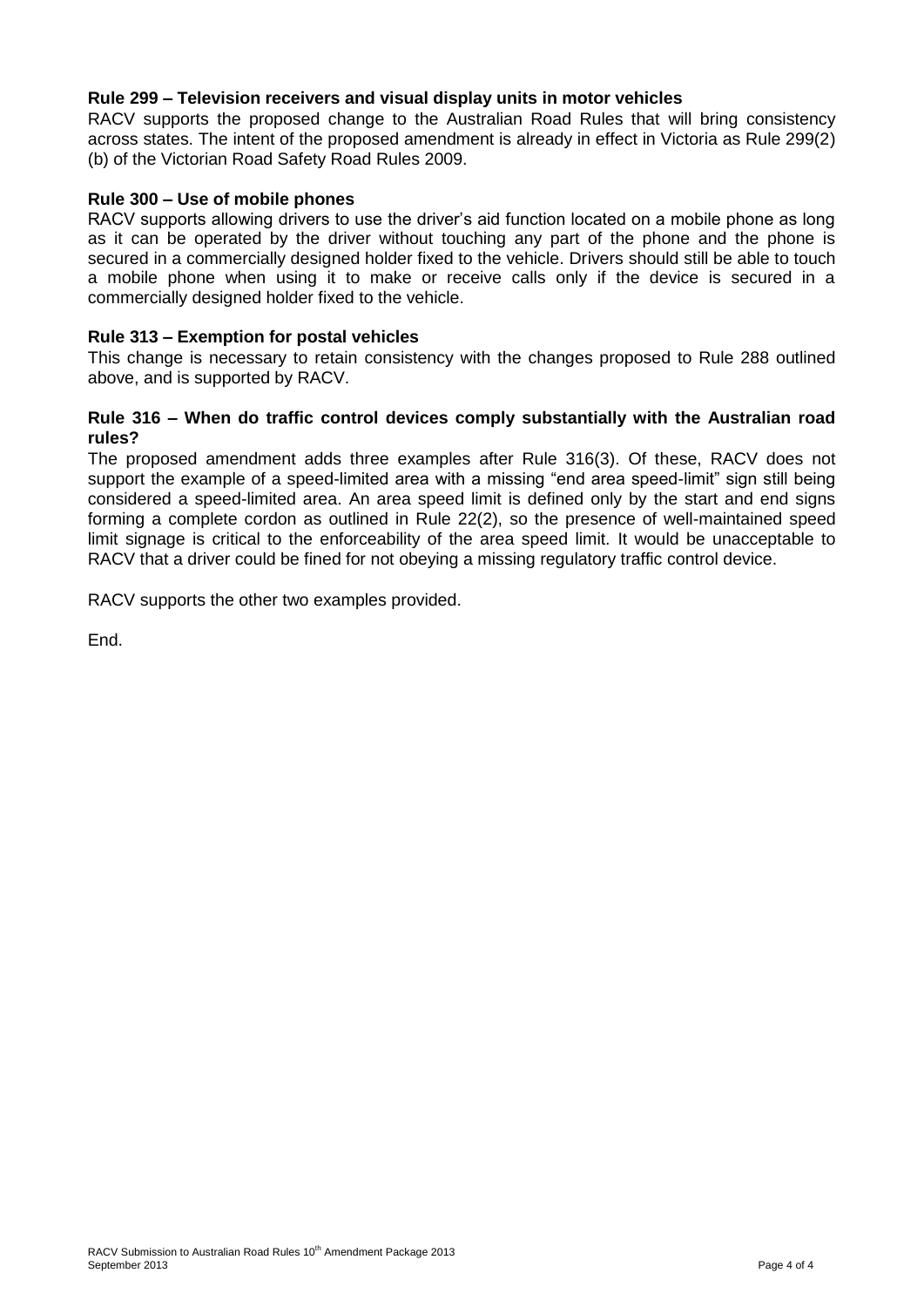**Rule 299 – Television receivers and visual display units in motor vehicles**

RACV supports the proposed change to the Australian Road Rules that will bring consistency across states. The intent of the proposed amendment is already in effect in Victoria as Rule 299(2)(b) of the Victorian Road Safety Road Rules 2009.

**Rule 300 – Use of mobile phones**

RACV supports allowing drivers to use the driver's aid function located on a mobile phone as long as it can be operated by the driver without touching any part of the phone and the phone is secured in a commercially designed holder fixed to the vehicle. Drivers should still be able to touch a mobile phone when using it to make or receive calls only if the device is secured in a commercially designed holder fixed to the vehicle.

**Rule 313 – Exemption for postal vehicles**

This change is necessary to retain consistency with the changes proposed to Rule 288 outlined above, and is supported by RACV.

**Rule 316 – When do traffic control devices comply substantially with the Australian road rules?**

The proposed amendment adds three examples after Rule 316(3). Of these, RACV does not support the example of a speed-limited area with a missing "end area speed-limit" sign still being considered a speed-limited area. An area speed limit is defined only by the start and end signs forming a complete cordon as outlined in Rule 22(2), so the presence of well-maintained speed limit signage is critical to the enforceability of the area speed limit. It would be unacceptable to RACV that a driver could be fined for not obeying a missing regulatory traffic control device.

RACV supports the other two examples provided.

End.